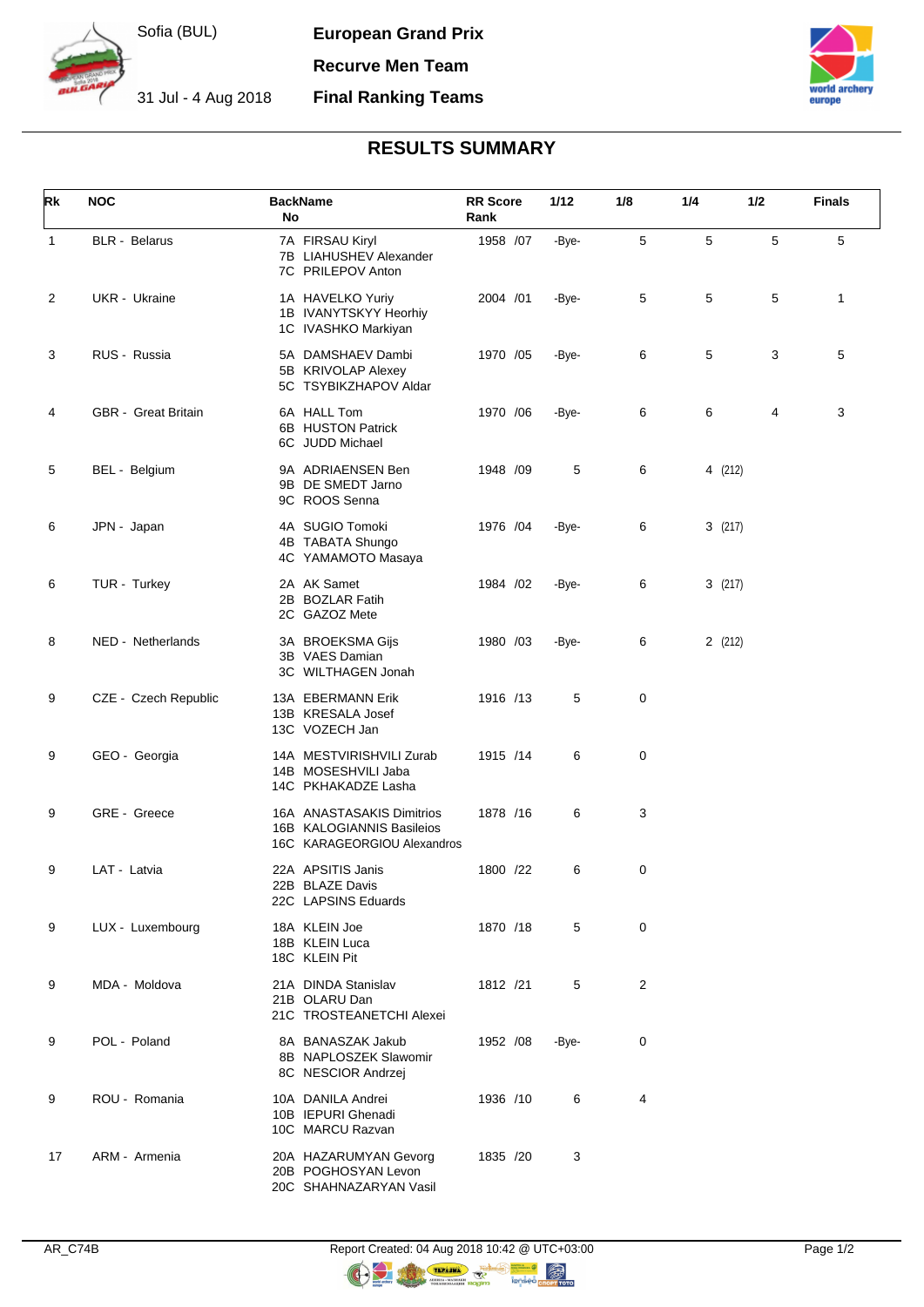Sofia (BUL)

31 Jul - 4 Aug 2018

**European Grand Prix**

**Recurve Men Team**

**Final Ranking Teams**

## RESULTS SUMMARY

| Rk | NOC | BackName No | RR Score Rank | 1/12 | 1/8 | 1/4 | 1/2 | Finals |
|---|---|---|---|---|---|---|---|---|
| 1 | BLR - Belarus | 7A FIRSAU Kiryl<br>7B LIAHUSHEV Alexander<br>7C PRILEPOV Anton | 1958 /07 | -Bye- | 5 | 5 | 5 | 5 |
| 2 | UKR - Ukraine | 1A HAVELKO Yuriy<br>1B IVANYTSKYY Heorhiy<br>1C IVASHKO Markiyan | 2004 /01 | -Bye- | 5 | 5 | 5 | 1 |
| 3 | RUS - Russia | 5A DAMSHAEV Dambi<br>5B KRIVOLAP Alexey<br>5C TSYBIKZHAPOV Aldar | 1970 /05 | -Bye- | 6 | 5 | 3 | 5 |
| 4 | GBR - Great Britain | 6A HALL Tom<br>6B HUSTON Patrick<br>6C JUDD Michael | 1970 /06 | -Bye- | 6 | 6 | 4 | 3 |
| 5 | BEL - Belgium | 9A ADRIAENSEN Ben<br>9B DE SMEDT Jarno<br>9C ROOS Senna | 1948 /09 | 5 | 6 | 4 (212) | | |
| 6 | JPN - Japan | 4A SUGIO Tomoki<br>4B TABATA Shungo<br>4C YAMAMOTO Masaya | 1976 /04 | -Bye- | 6 | 3 (217) | | |
| 6 | TUR - Turkey | 2A AK Samet<br>2B BOZLAR Fatih<br>2C GAZOZ Mete | 1984 /02 | -Bye- | 6 | 3 (217) | | |
| 8 | NED - Netherlands | 3A BROEKSMA Gijs<br>3B VAES Damian<br>3C WILTHAGEN Jonah | 1980 /03 | -Bye- | 6 | 2 (212) | | |
| 9 | CZE - Czech Republic | 13A EBERMANN Erik<br>13B KRESALA Josef<br>13C VOZECH Jan | 1916 /13 | 5 | 0 | | | |
| 9 | GEO - Georgia | 14A MESTVIRISHVILI Zurab<br>14B MOSESHVILI Jaba<br>14C PKHAKADZE Lasha | 1915 /14 | 6 | 0 | | | |
| 9 | GRE - Greece | 16A ANASTASAKIS Dimitrios<br>16B KALOGIANNIS Basileios<br>16C KARAGEORGIOU Alexandros | 1878 /16 | 6 | 3 | | | |
| 9 | LAT - Latvia | 22A APSITIS Janis<br>22B BLAZE Davis<br>22C LAPSINS Eduards | 1800 /22 | 6 | 0 | | | |
| 9 | LUX - Luxembourg | 18A KLEIN Joe<br>18B KLEIN Luca<br>18C KLEIN Pit | 1870 /18 | 5 | 0 | | | |
| 9 | MDA - Moldova | 21A DINDA Stanislav<br>21B OLARU Dan<br>21C TROSTEANETCHI Alexei | 1812 /21 | 5 | 2 | | | |
| 9 | POL - Poland | 8A BANASZAK Jakub<br>8B NAPLOSZEK Slawomir<br>8C NESCIOR Andrzej | 1952 /08 | -Bye- | 0 | | | |
| 9 | ROU - Romania | 10A DANILA Andrei<br>10B IEPURI Ghenadi<br>10C MARCU Razvan | 1936 /10 | 6 | 4 | | | |
| 17 | ARM - Armenia | 20A HAZARUMYAN Gevorg<br>20B POGHOSYAN Levon<br>20C SHAHNAZARYAN Vasil | 1835 /20 | 3 | | | | |

AR_C74B Report Created: 04 Aug 2018 10:42 @ UTC+03:00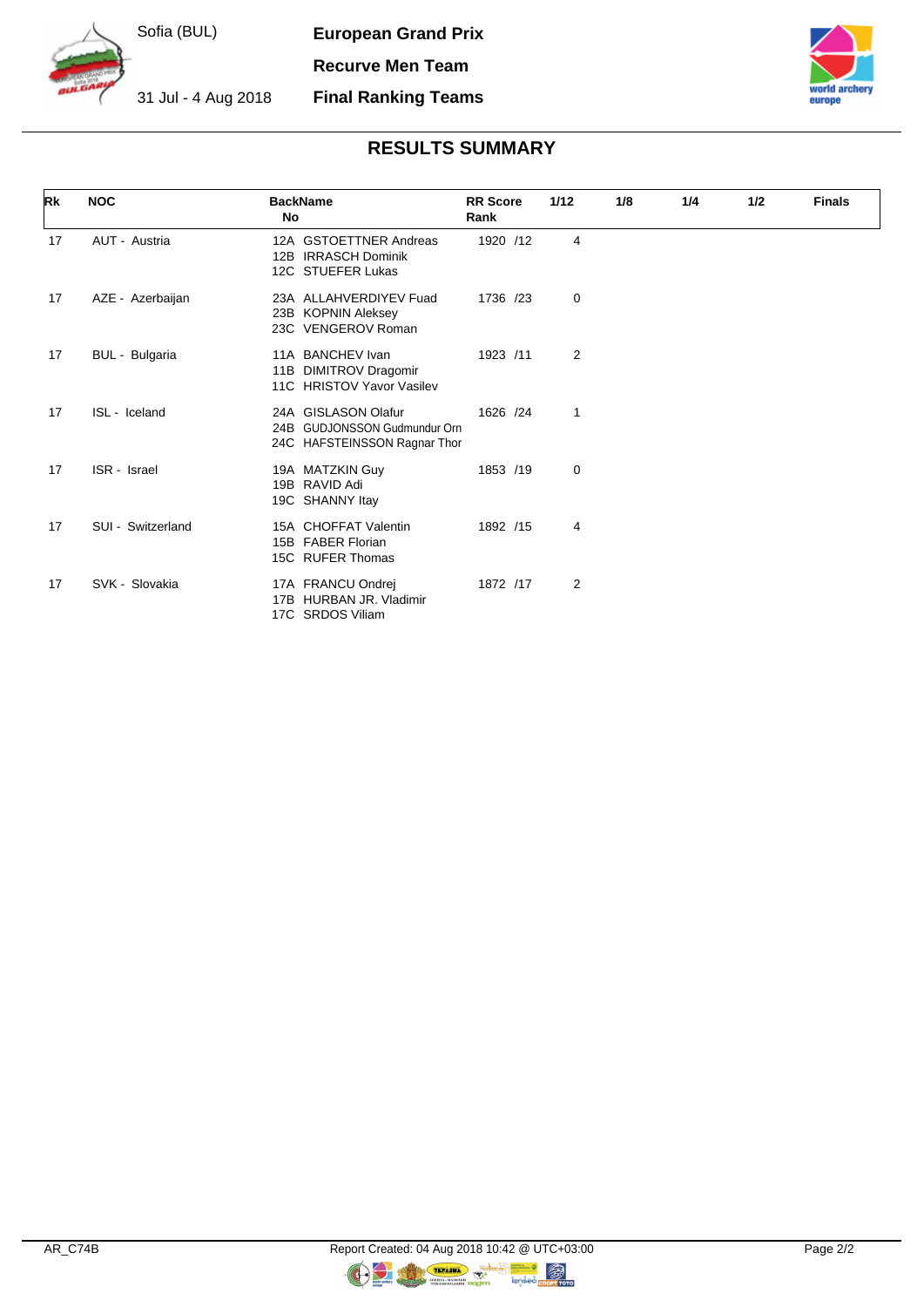## RESULTS SUMMARY

| Rk | NOC | Back No | Name | RR Score Rank | 1/12 | 1/8 | 1/4 | 1/2 | Finals |
|---|---|---|---|---|---|---|---|---|---|
| 17 | AUT - Austria | 12A<br>12B<br>12C | GSTOETTNER Andreas<br>IRRASCH Dominik<br>STUEFER Lukas | 1920 /12 | 4 | | | | |
| 17 | AZE - Azerbaijan | 23A<br>23B<br>23C | ALLAHVERDIYEV Fuad<br>KOPNIN Aleksey<br>VENGEROV Roman | 1736 /23 | 0 | | | | |
| 17 | BUL - Bulgaria | 11A<br>11B<br>11C | BANCHEV Ivan<br>DIMITROV Dragomir<br>HRISTOV Yavor Vasilev | 1923 /11 | 2 | | | | |
| 17 | ISL - Iceland | 24A<br>24B<br>24C | GISLASON Olafur<br>GUDJONSSON Gudmundur Orn<br>HAFSTEINSSON Ragnar Thor | 1626 /24 | 1 | | | | |
| 17 | ISR - Israel | 19A<br>19B<br>19C | MATZKIN Guy<br>RAVID Adi<br>SHANNY Itay | 1853 /19 | 0 | | | | |
| 17 | SUI - Switzerland | 15A<br>15B<br>15C | CHOFFAT Valentin<br>FABER Florian<br>RUFER Thomas | 1892 /15 | 4 | | | | |
| 17 | SVK - Slovakia | 17A<br>17B<br>17C | FRANCU Ondrej<br>HURBAN JR. Vladimir<br>SRDOS Viliam | 1872 /17 | 2 | | | | |